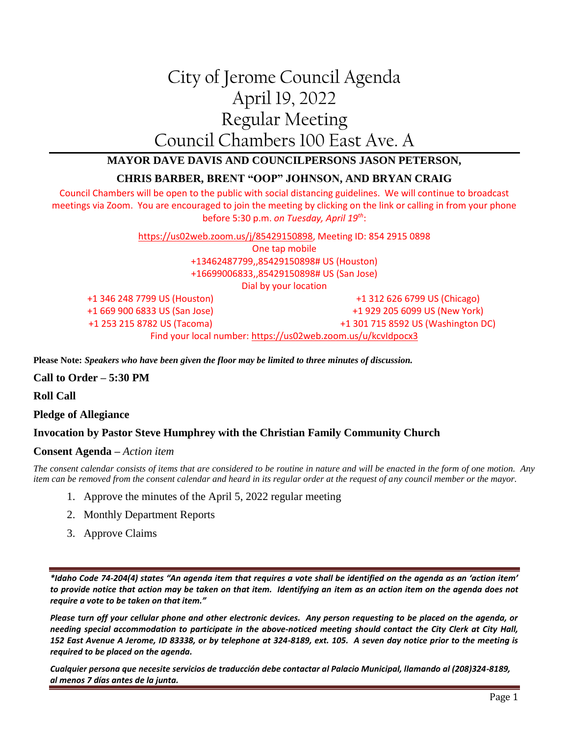# City of Jerome Council Agenda
# April 19, 2022
# Regular Meeting
# Council Chambers 100 East Ave. A

**MAYOR DAVE DAVIS AND COUNCILPERSONS JASON PETERSON, CHRIS BARBER, BRENT "OOP" JOHNSON, AND BRYAN CRAIG**

Council Chambers will be open to the public with social distancing guidelines. We will continue to broadcast meetings via Zoom. You are encouraged to join the meeting by clicking on the link or calling in from your phone before 5:30 p.m. *on Tuesday, April 19th*:

https://us02web.zoom.us/j/85429150898, Meeting ID: 854 2915 0898

One tap mobile

+13462487799,,85429150898# US (Houston)

+16699006833,,85429150898# US (San Jose)

Dial by your location

+1 346 248 7799 US (Houston)
+1 312 626 6799 US (Chicago)
+1 669 900 6833 US (San Jose)
+1 929 205 6099 US (New York)
+1 253 215 8782 US (Tacoma)
+1 301 715 8592 US (Washington DC)

Find your local number: https://us02web.zoom.us/u/kcvIdpocx3

**Please Note:** ***Speakers who have been given the floor may be limited to three minutes of discussion.***

**Call to Order – 5:30 PM**

**Roll Call**

**Pledge of Allegiance**

**Invocation by Pastor Steve Humphrey with the Christian Family Community Church**

**Consent Agenda –** *Action item*

*The consent calendar consists of items that are considered to be routine in nature and will be enacted in the form of one motion. Any item can be removed from the consent calendar and heard in its regular order at the request of any council member or the mayor.*

1. Approve the minutes of the April 5, 2022 regular meeting
2. Monthly Department Reports
3. Approve Claims

---

***\*Idaho Code 74-204(4) states "An agenda item that requires a vote shall be identified on the agenda as an 'action item' to provide notice that action may be taken on that item. Identifying an item as an action item on the agenda does not require a vote to be taken on that item."***

***Please turn off your cellular phone and other electronic devices. Any person requesting to be placed on the agenda, or needing special accommodation to participate in the above-noticed meeting should contact the City Clerk at City Hall, 152 East Avenue A Jerome, ID 83338, or by telephone at 324-8189, ext. 105. A seven day notice prior to the meeting is required to be placed on the agenda.***

***Cualquier persona que necesite servicios de traducción debe contactar al Palacio Municipal, llamando al (208)324-8189, al menos 7 días antes de la junta.***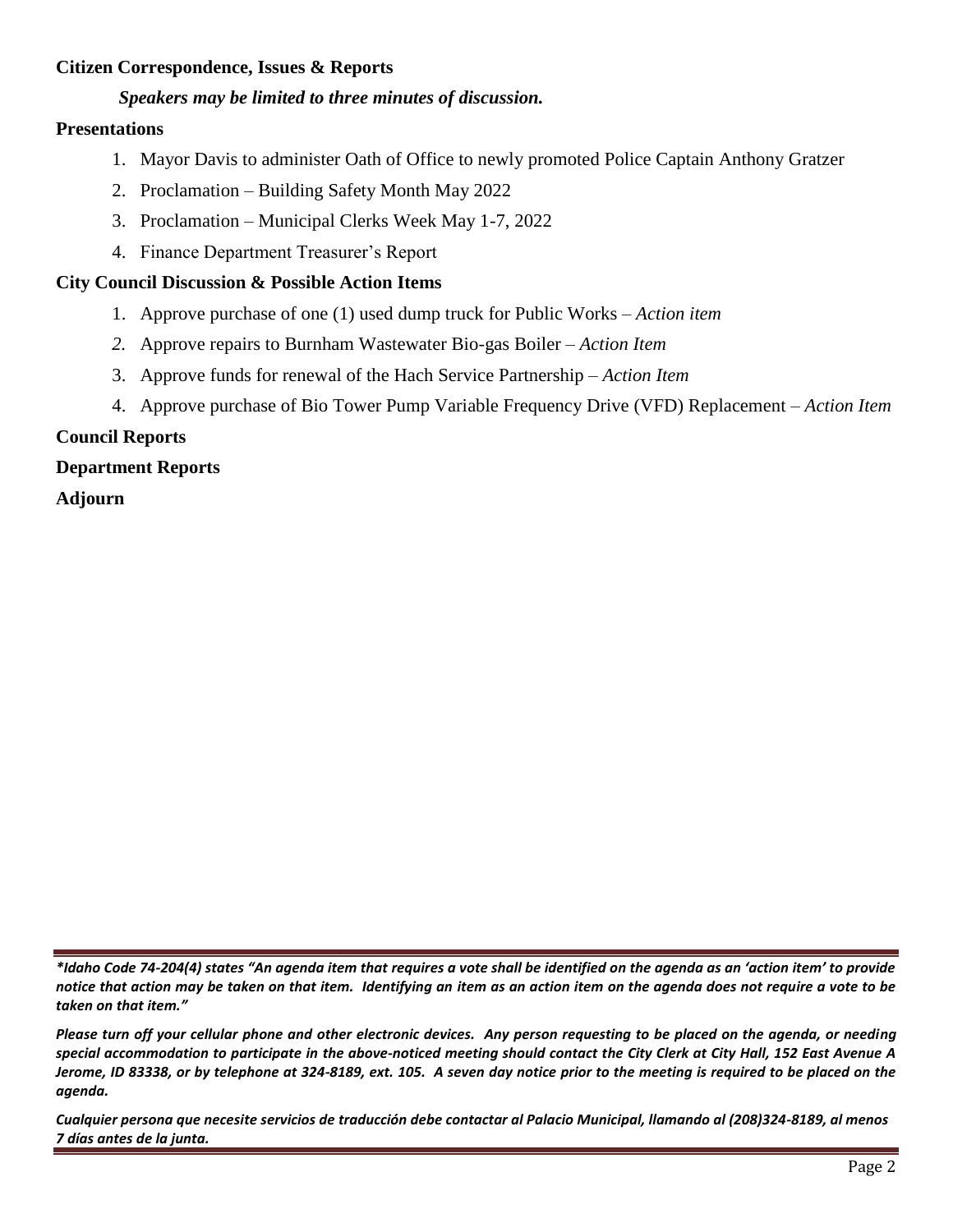**Citizen Correspondence, Issues & Reports**

***Speakers may be limited to three minutes of discussion.***

**Presentations**

1. Mayor Davis to administer Oath of Office to newly promoted Police Captain Anthony Gratzer
2. Proclamation – Building Safety Month May 2022
3. Proclamation – Municipal Clerks Week May 1-7, 2022
4. Finance Department Treasurer's Report

**City Council Discussion & Possible Action Items**

1. Approve purchase of one (1) used dump truck for Public Works – *Action item*
2. Approve repairs to Burnham Wastewater Bio-gas Boiler – *Action Item*
3. Approve funds for renewal of the Hach Service Partnership – *Action Item*
4. Approve purchase of Bio Tower Pump Variable Frequency Drive (VFD) Replacement – *Action Item*

**Council Reports**

**Department Reports**

**Adjourn**

---

***Idaho Code 74-204(4) states "An agenda item that requires a vote shall be identified on the agenda as an 'action item' to provide notice that action may be taken on that item. Identifying an item as an action item on the agenda does not require a vote to be taken on that item."***

***Please turn off your cellular phone and other electronic devices. Any person requesting to be placed on the agenda, or needing special accommodation to participate in the above-noticed meeting should contact the City Clerk at City Hall, 152 East Avenue A Jerome, ID 83338, or by telephone at 324-8189, ext. 105. A seven day notice prior to the meeting is required to be placed on the agenda.***

***Cualquier persona que necesite servicios de traducción debe contactar al Palacio Municipal, llamando al (208)324-8189, al menos 7 días antes de la junta.***